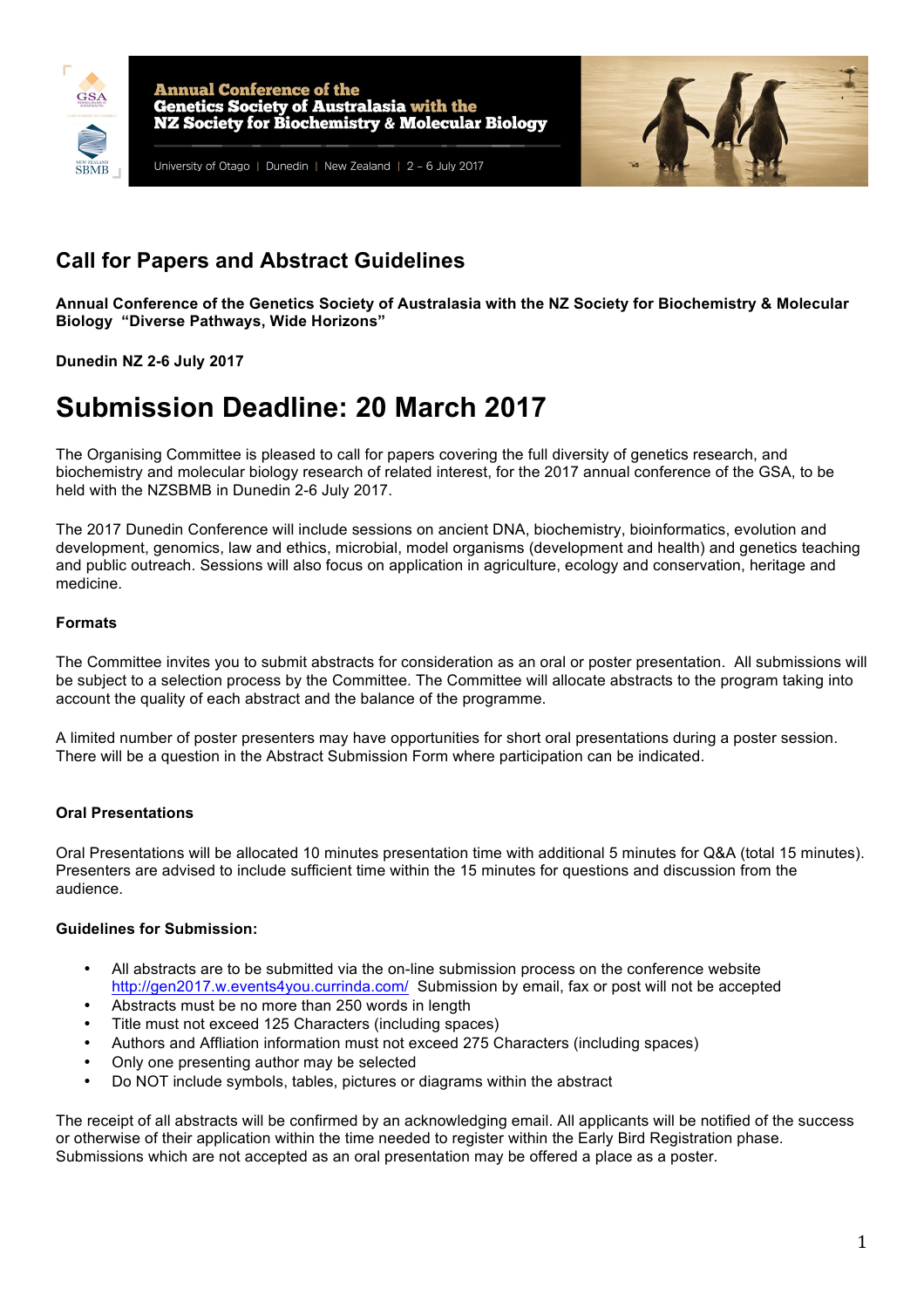Annual Conference of the
Genetics Society of Australasia with the
NZ Society for Biochemistry & Molecular Biology

University of Otago | Dunedin | New Zealand | 2 – 6 July 2017

## Call for Papers and Abstract Guidelines

**Annual Conference of the Genetics Society of Australasia with the NZ Society for Biochemistry & Molecular Biology "Diverse Pathways, Wide Horizons"**

**Dunedin NZ 2-6 July 2017**

# Submission Deadline: 20 March 2017

The Organising Committee is pleased to call for papers covering the full diversity of genetics research, and biochemistry and molecular biology research of related interest, for the 2017 annual conference of the GSA, to be held with the NZSBMB in Dunedin 2-6 July 2017.

The 2017 Dunedin Conference will include sessions on ancient DNA, biochemistry, bioinformatics, evolution and development, genomics, law and ethics, microbial, model organisms (development and health) and genetics teaching and public outreach. Sessions will also focus on application in agriculture, ecology and conservation, heritage and medicine.

### Formats

The Committee invites you to submit abstracts for consideration as an oral or poster presentation. All submissions will be subject to a selection process by the Committee. The Committee will allocate abstracts to the program taking into account the quality of each abstract and the balance of the programme.

A limited number of poster presenters may have opportunities for short oral presentations during a poster session. There will be a question in the Abstract Submission Form where participation can be indicated.

### Oral Presentations

Oral Presentations will be allocated 10 minutes presentation time with additional 5 minutes for Q&A (total 15 minutes). Presenters are advised to include sufficient time within the 15 minutes for questions and discussion from the audience.

### Guidelines for Submission:

- All abstracts are to be submitted via the on-line submission process on the conference website [http://gen2017.w.events4you.currinda.com/](http://gen2017.w.events4you.currinda.com/) Submission by email, fax or post will not be accepted
- Abstracts must be no more than 250 words in length
- Title must not exceed 125 Characters (including spaces)
- Authors and Affliation information must not exceed 275 Characters (including spaces)
- Only one presenting author may be selected
- Do NOT include symbols, tables, pictures or diagrams within the abstract

The receipt of all abstracts will be confirmed by an acknowledging email. All applicants will be notified of the success or otherwise of their application within the time needed to register within the Early Bird Registration phase. Submissions which are not accepted as an oral presentation may be offered a place as a poster.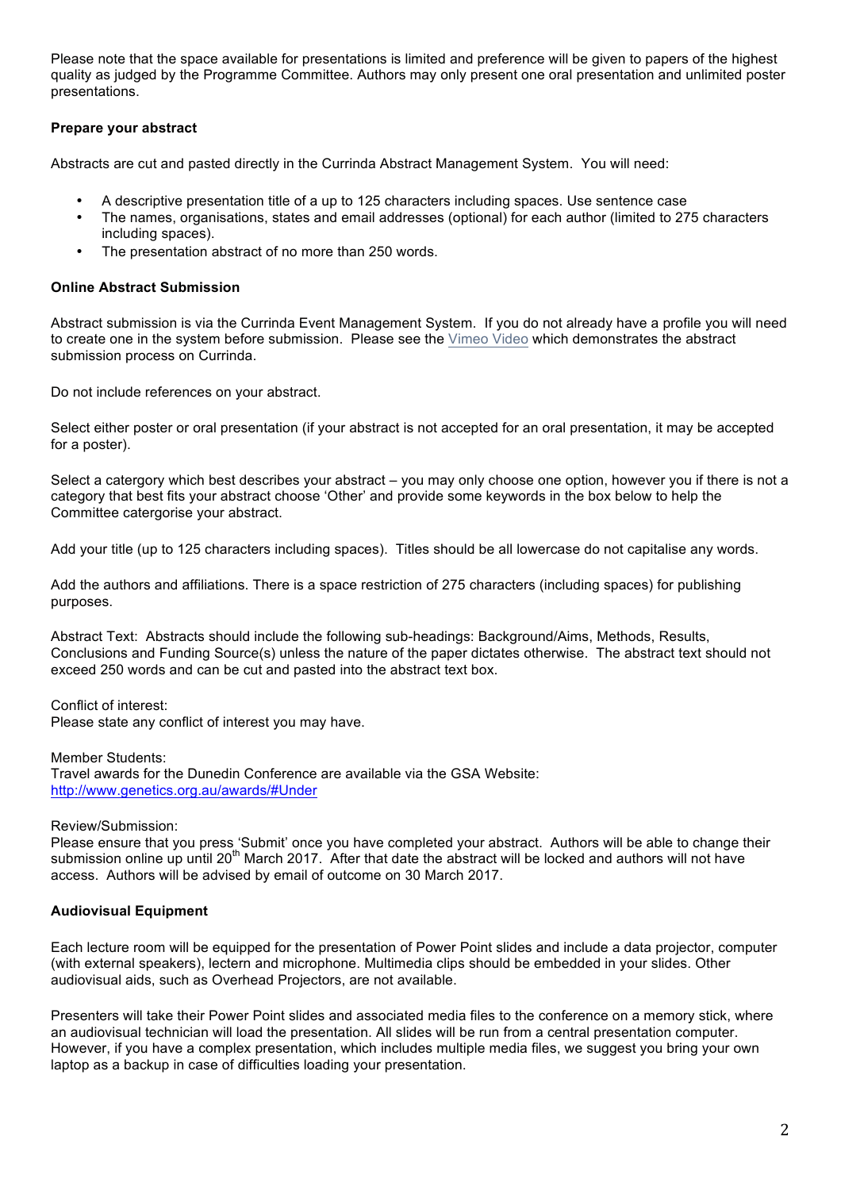Please note that the space available for presentations is limited and preference will be given to papers of the highest quality as judged by the Programme Committee. Authors may only present one oral presentation and unlimited poster presentations.

**Prepare your abstract**

Abstracts are cut and pasted directly in the Currinda Abstract Management System. You will need:

- A descriptive presentation title of a up to 125 characters including spaces. Use sentence case
- The names, organisations, states and email addresses (optional) for each author (limited to 275 characters including spaces).
- The presentation abstract of no more than 250 words.

**Online Abstract Submission**

Abstract submission is via the Currinda Event Management System. If you do not already have a profile you will need to create one in the system before submission. Please see the Vimeo Video which demonstrates the abstract submission process on Currinda.

Do not include references on your abstract.

Select either poster or oral presentation (if your abstract is not accepted for an oral presentation, it may be accepted for a poster).

Select a catergory which best describes your abstract – you may only choose one option, however you if there is not a category that best fits your abstract choose 'Other' and provide some keywords in the box below to help the Committee catergorise your abstract.

Add your title (up to 125 characters including spaces). Titles should be all lowercase do not capitalise any words.

Add the authors and affiliations. There is a space restriction of 275 characters (including spaces) for publishing purposes.

Abstract Text: Abstracts should include the following sub-headings: Background/Aims, Methods, Results, Conclusions and Funding Source(s) unless the nature of the paper dictates otherwise. The abstract text should not exceed 250 words and can be cut and pasted into the abstract text box.

Conflict of interest:
Please state any conflict of interest you may have.

Member Students:
Travel awards for the Dunedin Conference are available via the GSA Website:
http://www.genetics.org.au/awards/#Under

Review/Submission:
Please ensure that you press 'Submit' once you have completed your abstract. Authors will be able to change their submission online up until 20th March 2017. After that date the abstract will be locked and authors will not have access. Authors will be advised by email of outcome on 30 March 2017.

**Audiovisual Equipment**

Each lecture room will be equipped for the presentation of Power Point slides and include a data projector, computer (with external speakers), lectern and microphone. Multimedia clips should be embedded in your slides. Other audiovisual aids, such as Overhead Projectors, are not available.

Presenters will take their Power Point slides and associated media files to the conference on a memory stick, where an audiovisual technician will load the presentation. All slides will be run from a central presentation computer. However, if you have a complex presentation, which includes multiple media files, we suggest you bring your own laptop as a backup in case of difficulties loading your presentation.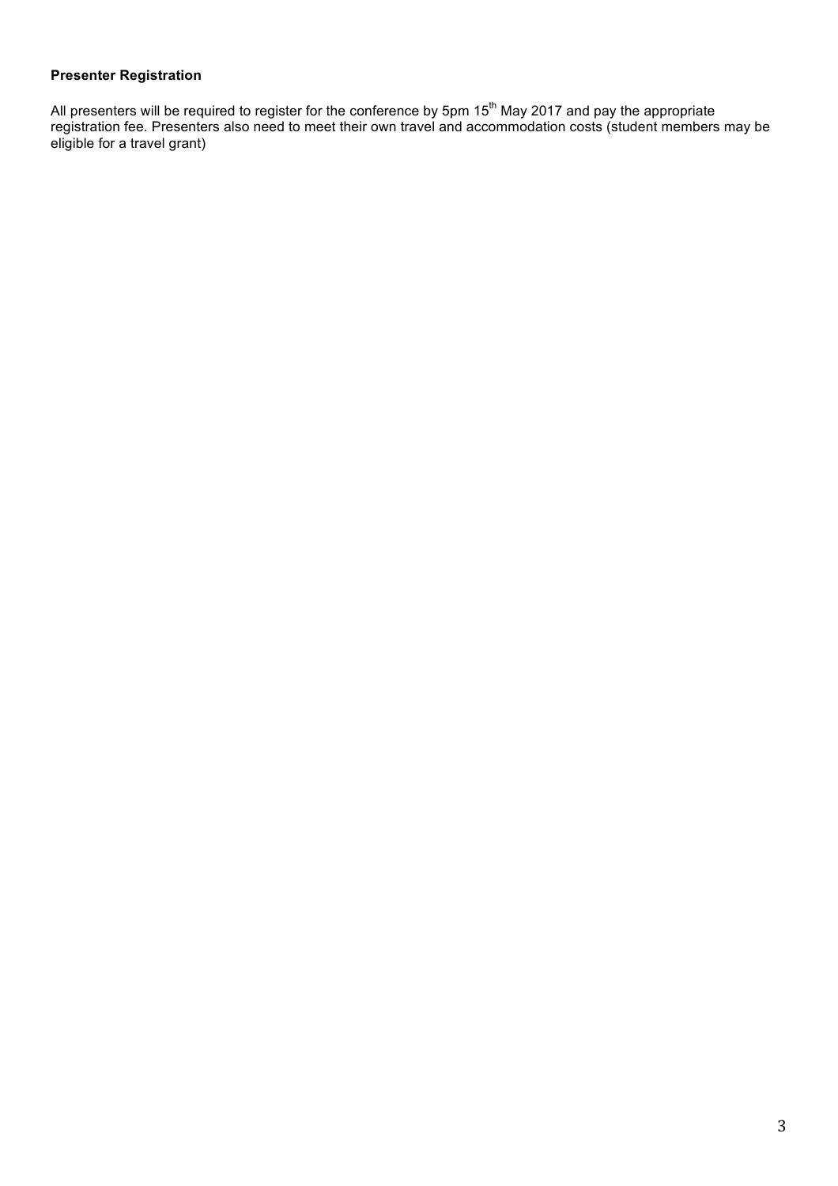**Presenter Registration**

All presenters will be required to register for the conference by 5pm 15th May 2017 and pay the appropriate registration fee. Presenters also need to meet their own travel and accommodation costs (student members may be eligible for a travel grant)